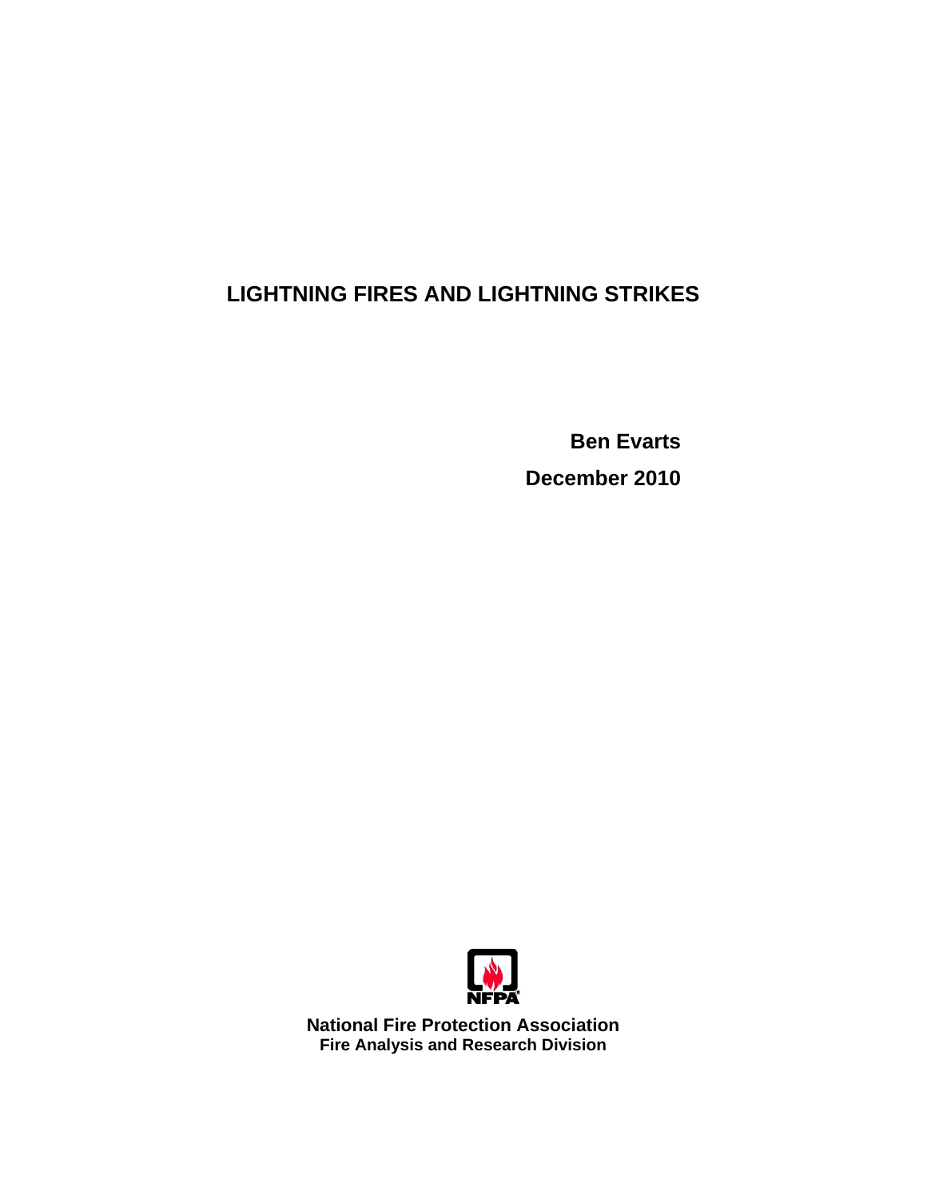# LIGHTNING FIRES AND LIGHTNING STRIKES

**Ben Evarts**

**December 2010**

**National Fire Protection Association**
**Fire Analysis and Research Division**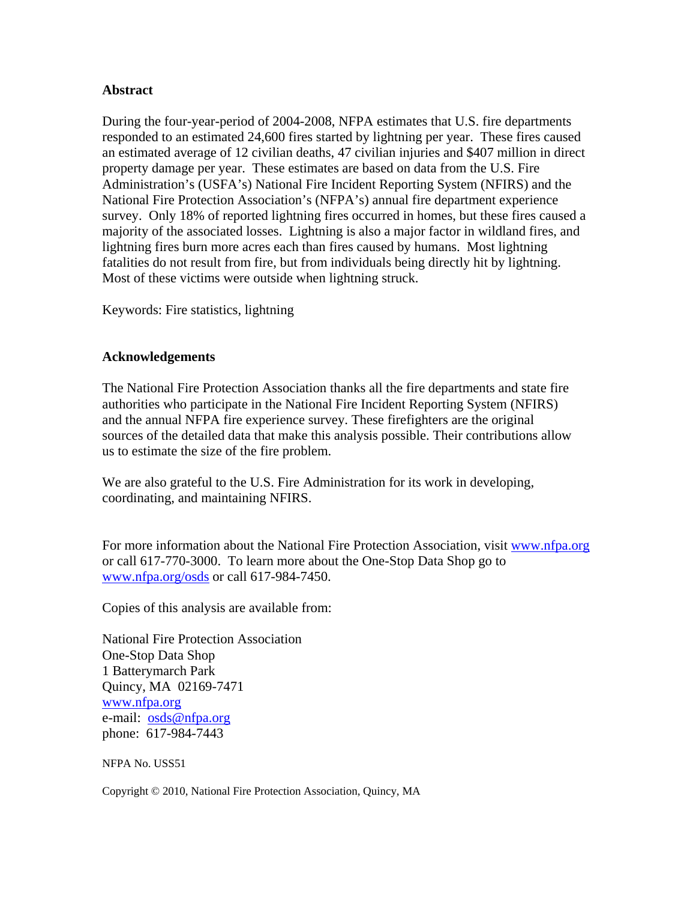## Abstract

During the four-year-period of 2004-2008, NFPA estimates that U.S. fire departments responded to an estimated 24,600 fires started by lightning per year. These fires caused an estimated average of 12 civilian deaths, 47 civilian injuries and $407 million in direct property damage per year. These estimates are based on data from the U.S. Fire Administration's (USFA's) National Fire Incident Reporting System (NFIRS) and the National Fire Protection Association's (NFPA's) annual fire department experience survey. Only 18% of reported lightning fires occurred in homes, but these fires caused a majority of the associated losses. Lightning is also a major factor in wildland fires, and lightning fires burn more acres each than fires caused by humans. Most lightning fatalities do not result from fire, but from individuals being directly hit by lightning. Most of these victims were outside when lightning struck.

Keywords: Fire statistics, lightning

## Acknowledgements

The National Fire Protection Association thanks all the fire departments and state fire authorities who participate in the National Fire Incident Reporting System (NFIRS) and the annual NFPA fire experience survey. These firefighters are the original sources of the detailed data that make this analysis possible. Their contributions allow us to estimate the size of the fire problem.

We are also grateful to the U.S. Fire Administration for its work in developing, coordinating, and maintaining NFIRS.

For more information about the National Fire Protection Association, visit www.nfpa.org or call 617-770-3000. To learn more about the One-Stop Data Shop go to www.nfpa.org/osds or call 617-984-7450.

Copies of this analysis are available from:

National Fire Protection Association
One-Stop Data Shop
1 Batterymarch Park
Quincy, MA 02169-7471
www.nfpa.org
e-mail: osds@nfpa.org
phone: 617-984-7443

NFPA No. USS51

Copyright © 2010, National Fire Protection Association, Quincy, MA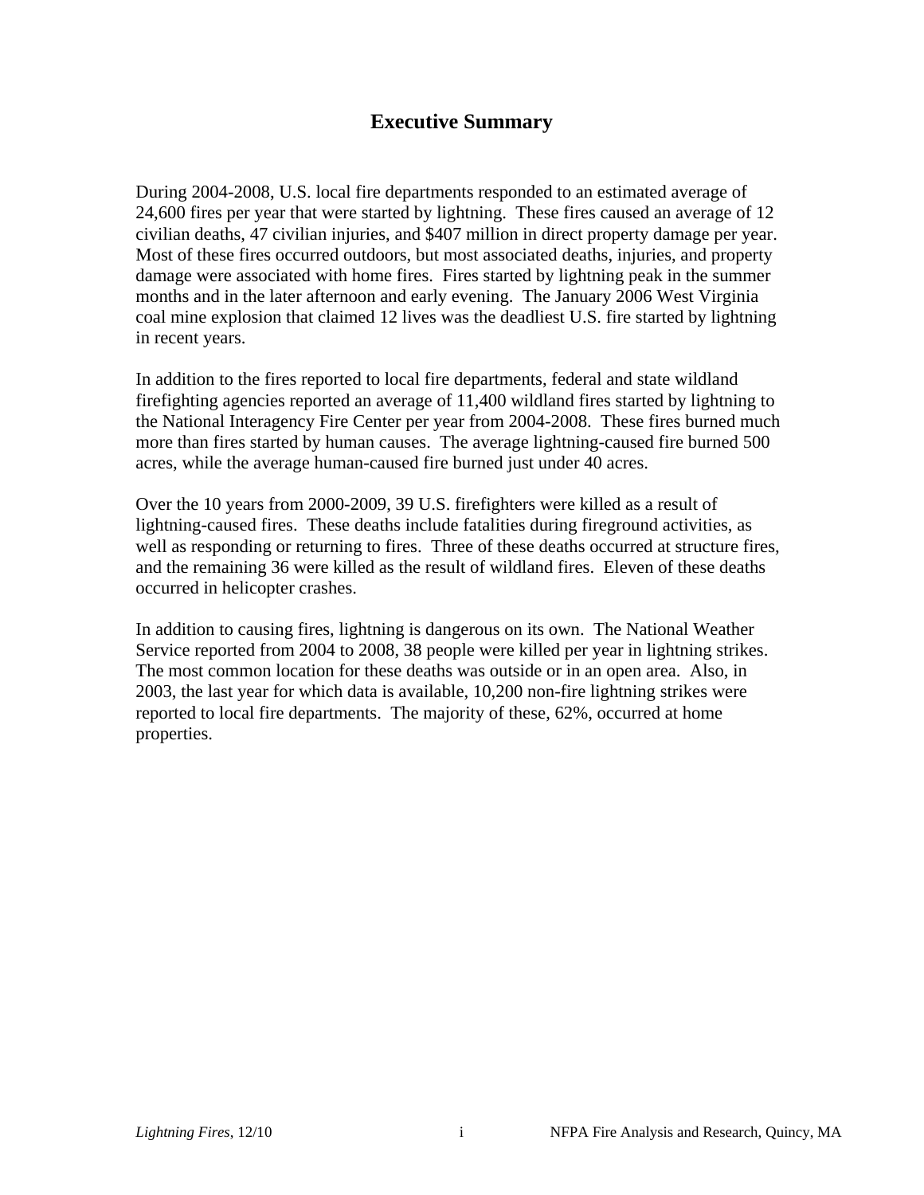# Executive Summary

During 2004-2008, U.S. local fire departments responded to an estimated average of 24,600 fires per year that were started by lightning. These fires caused an average of 12 civilian deaths, 47 civilian injuries, and $407 million in direct property damage per year. Most of these fires occurred outdoors, but most associated deaths, injuries, and property damage were associated with home fires. Fires started by lightning peak in the summer months and in the later afternoon and early evening. The January 2006 West Virginia coal mine explosion that claimed 12 lives was the deadliest U.S. fire started by lightning in recent years.

In addition to the fires reported to local fire departments, federal and state wildland firefighting agencies reported an average of 11,400 wildland fires started by lightning to the National Interagency Fire Center per year from 2004-2008. These fires burned much more than fires started by human causes. The average lightning-caused fire burned 500 acres, while the average human-caused fire burned just under 40 acres.

Over the 10 years from 2000-2009, 39 U.S. firefighters were killed as a result of lightning-caused fires. These deaths include fatalities during fireground activities, as well as responding or returning to fires. Three of these deaths occurred at structure fires, and the remaining 36 were killed as the result of wildland fires. Eleven of these deaths occurred in helicopter crashes.

In addition to causing fires, lightning is dangerous on its own. The National Weather Service reported from 2004 to 2008, 38 people were killed per year in lightning strikes. The most common location for these deaths was outside or in an open area. Also, in 2003, the last year for which data is available, 10,200 non-fire lightning strikes were reported to local fire departments. The majority of these, 62%, occurred at home properties.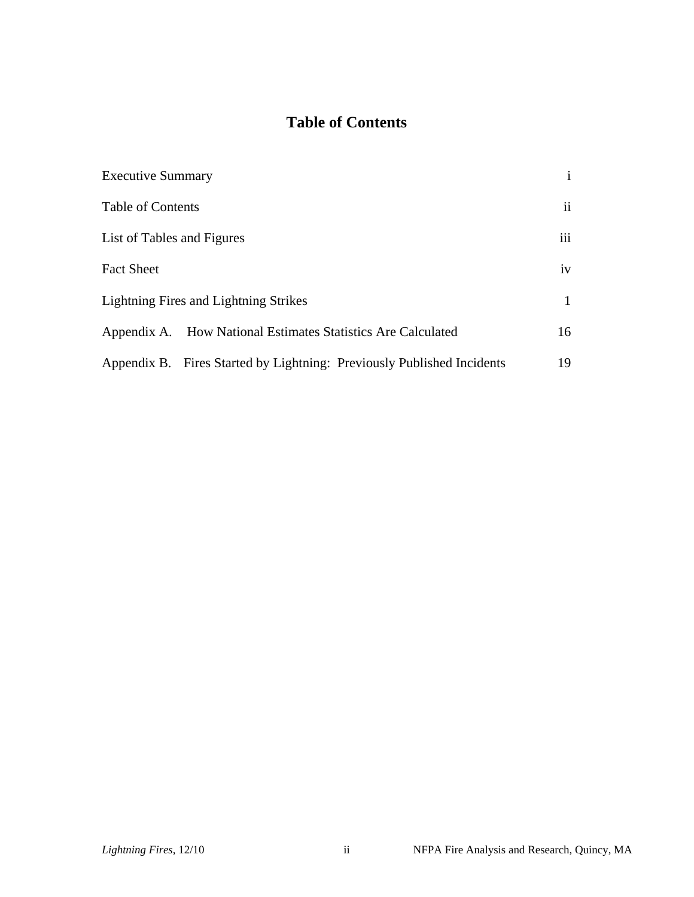# Table of Contents

| | |
|---|---|
| Executive Summary | i |
| Table of Contents | ii |
| List of Tables and Figures | iii |
| Fact Sheet | iv |
| Lightning Fires and Lightning Strikes | 1 |
| Appendix A. How National Estimates Statistics Are Calculated | 16 |
| Appendix B. Fires Started by Lightning: Previously Published Incidents | 19 |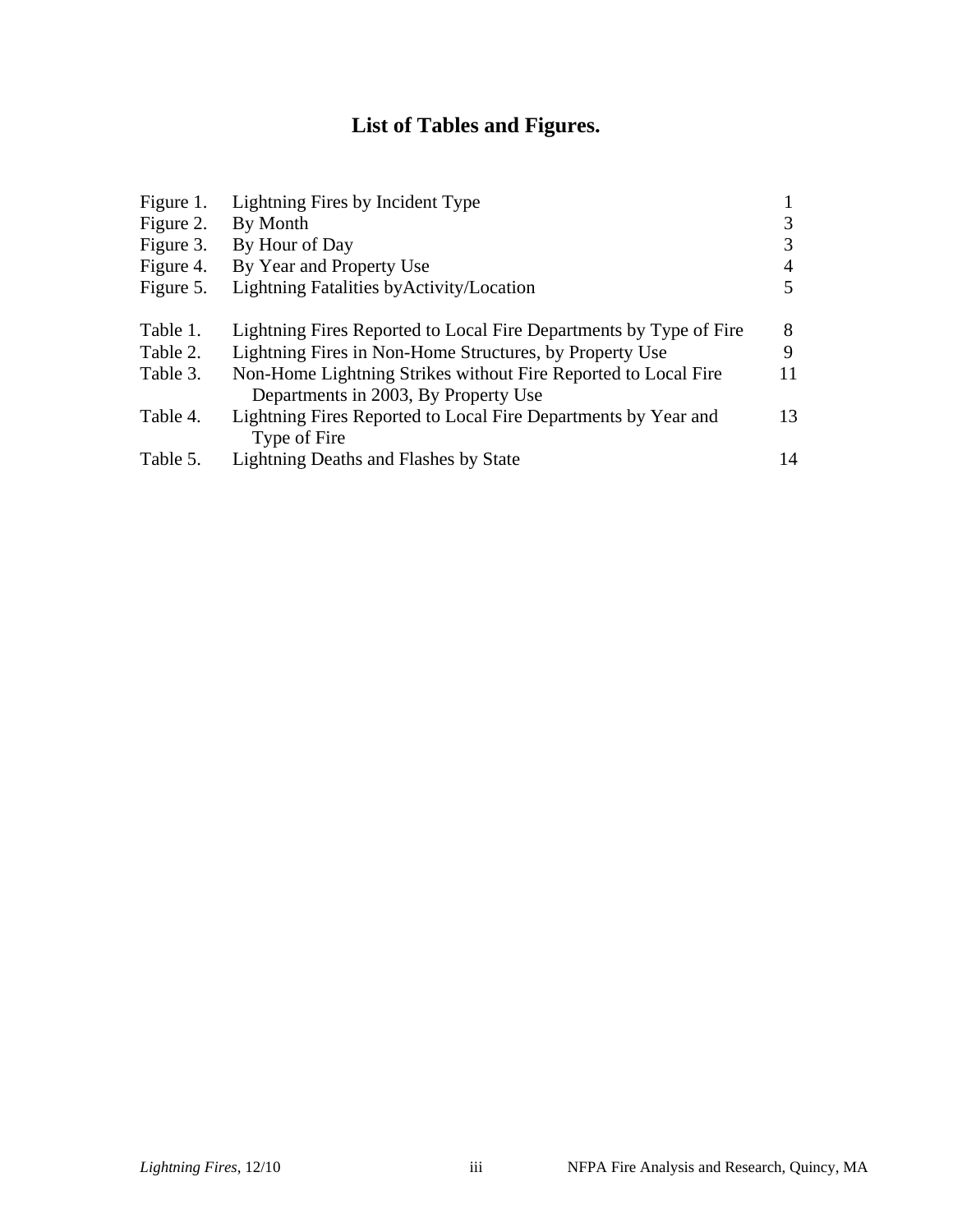# List of Tables and Figures.

| | | |
|---|---|---|
| Figure 1. | Lightning Fires by Incident Type | 1 |
| Figure 2. | By Month | 3 |
| Figure 3. | By Hour of Day | 3 |
| Figure 4. | By Year and Property Use | 4 |
| Figure 5. | Lightning Fatalities byActivity/Location | 5 |
| Table 1. | Lightning Fires Reported to Local Fire Departments by Type of Fire | 8 |
| Table 2. | Lightning Fires in Non-Home Structures, by Property Use | 9 |
| Table 3. | Non-Home Lightning Strikes without Fire Reported to Local Fire Departments in 2003, By Property Use | 11 |
| Table 4. | Lightning Fires Reported to Local Fire Departments by Year and Type of Fire | 13 |
| Table 5. | Lightning Deaths and Flashes by State | 14 |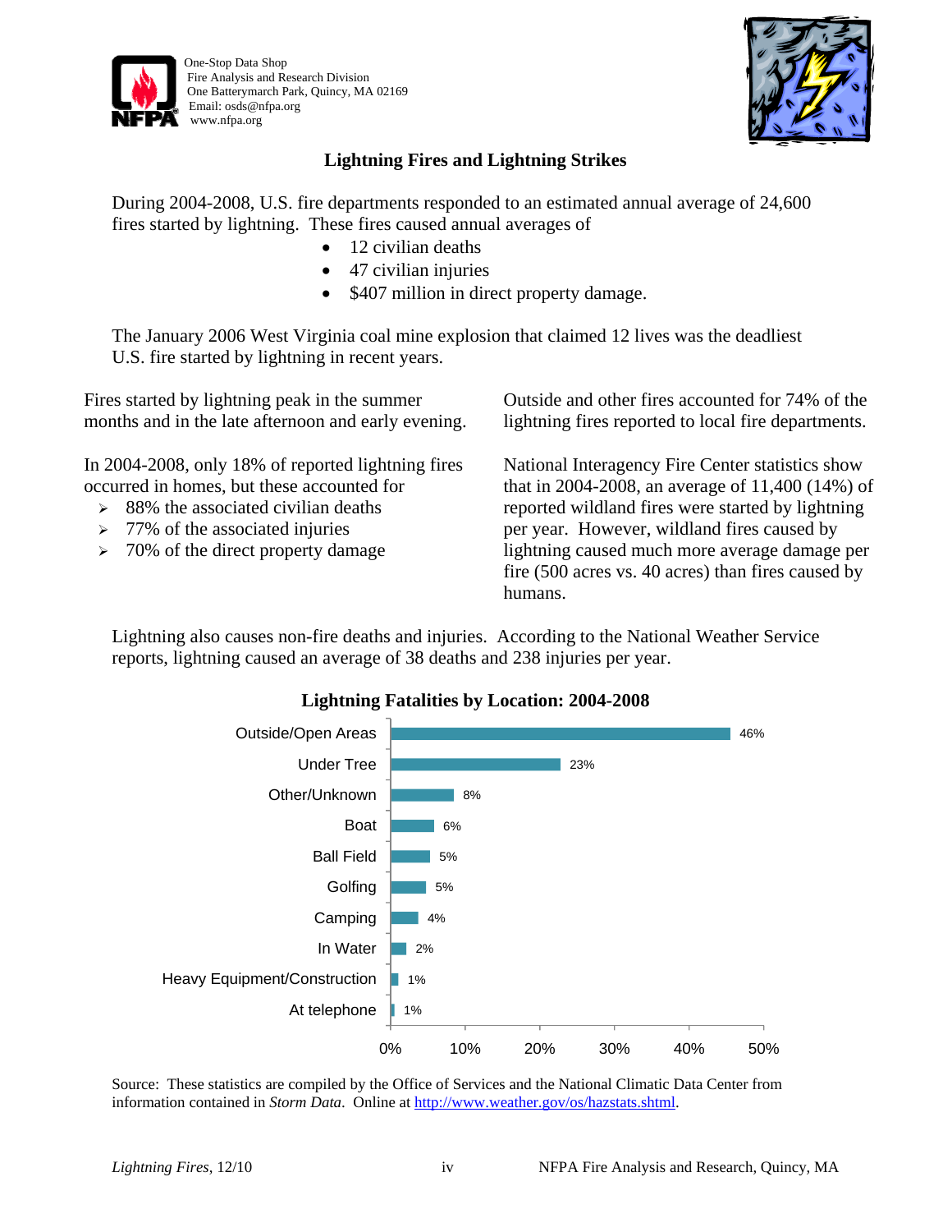One-Stop Data Shop
Fire Analysis and Research Division
One Batterymarch Park, Quincy, MA 02169
Email: osds@nfpa.org
www.nfpa.org

# Lightning Fires and Lightning Strikes

During 2004-2008, U.S. fire departments responded to an estimated annual average of 24,600 fires started by lightning. These fires caused annual averages of

- 12 civilian deaths
- 47 civilian injuries
- $407 million in direct property damage.

The January 2006 West Virginia coal mine explosion that claimed 12 lives was the deadliest U.S. fire started by lightning in recent years.

Fires started by lightning peak in the summer months and in the late afternoon and early evening.

In 2004-2008, only 18% of reported lightning fires occurred in homes, but these accounted for

- 88% the associated civilian deaths
- 77% of the associated injuries
- 70% of the direct property damage

Outside and other fires accounted for 74% of the lightning fires reported to local fire departments.

National Interagency Fire Center statistics show that in 2004-2008, an average of 11,400 (14%) of reported wildland fires were started by lightning per year. However, wildland fires caused by lightning caused much more average damage per fire (500 acres vs. 40 acres) than fires caused by humans.

Lightning also causes non-fire deaths and injuries. According to the National Weather Service reports, lightning caused an average of 38 deaths and 238 injuries per year.

## Lightning Fatalities by Location: 2004-2008

Outside/Open Areas 46%
Under Tree 23%
Other/Unknown 8%
Boat 6%
Ball Field 5%
Golfing 5%
Camping 4%
In Water 2%
Heavy Equipment/Construction 1%
At telephone 1%

0% 10% 20% 30% 40% 50%

Source: These statistics are compiled by the Office of Services and the National Climatic Data Center from information contained in *Storm Data*. Online at http://www.weather.gov/os/hazstats.shtml.